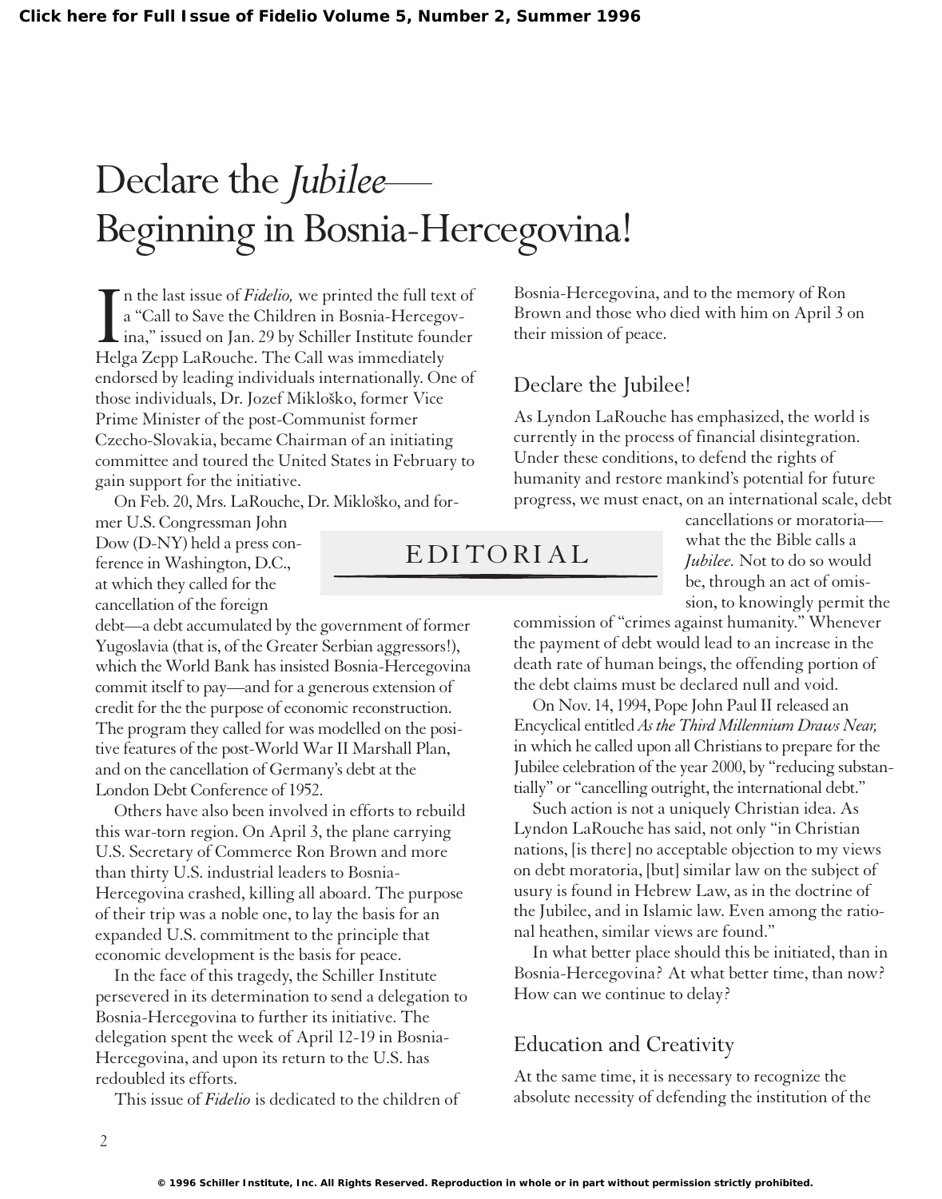# Declare the *Jubilee*— Beginning in Bosnia-Hercegovina!

EDITORIAL

In the last issue of *Fidelio,* we printed the full text of a "Call to Save the Children in Bosnia-Hercegovina," issued on Jan. 29 by Schiller Institute founder Helga Zepp LaRouche. The Call was immediately endorsed by leading individuals internationally. One of those individuals, Dr. Jozef Mikloško, former Vice Prime Minister of the post-Communist former Czecho-Slovakia, became Chairman of an initiating committee and toured the United States in February to gain support for the initiative.

On Feb. 20, Mrs. LaRouche, Dr. Mikloško, and former U.S. Congressman John Dow (D-NY) held a press conference in Washington, D.C., at which they called for the cancellation of the foreign debt—a debt accumulated by the government of former Yugoslavia (that is, of the Greater Serbian aggressors!), which the World Bank has insisted Bosnia-Hercegovina commit itself to pay—and for a generous extension of credit for the the purpose of economic reconstruction. The program they called for was modelled on the positive features of the post-World War II Marshall Plan, and on the cancellation of Germany's debt at the London Debt Conference of 1952.

Others have also been involved in efforts to rebuild this war-torn region. On April 3, the plane carrying U.S. Secretary of Commerce Ron Brown and more than thirty U.S. industrial leaders to Bosnia-Hercegovina crashed, killing all aboard. The purpose of their trip was a noble one, to lay the basis for an expanded U.S. commitment to the principle that economic development is the basis for peace.

In the face of this tragedy, the Schiller Institute persevered in its determination to send a delegation to Bosnia-Hercegovina to further its initiative. The delegation spent the week of April 12-19 in Bosnia-Hercegovina, and upon its return to the U.S. has redoubled its efforts.

This issue of *Fidelio* is dedicated to the children of Bosnia-Hercegovina, and to the memory of Ron Brown and those who died with him on April 3 on their mission of peace.

## Declare the Jubilee!

As Lyndon LaRouche has emphasized, the world is currently in the process of financial disintegration. Under these conditions, to defend the rights of humanity and restore mankind's potential for future progress, we must enact, on an international scale, debt cancellations or moratoria—what the the Bible calls a *Jubilee.* Not to do so would be, through an act of omission, to knowingly permit the commission of "crimes against humanity." Whenever the payment of debt would lead to an increase in the death rate of human beings, the offending portion of the debt claims must be declared null and void.

On Nov. 14, 1994, Pope John Paul II released an Encyclical entitled *As the Third Millennium Draws Near,* in which he called upon all Christians to prepare for the Jubilee celebration of the year 2000, by "reducing substantially" or "cancelling outright, the international debt."

Such action is not a uniquely Christian idea. As Lyndon LaRouche has said, not only "in Christian nations, [is there] no acceptable objection to my views on debt moratoria, [but] similar law on the subject of usury is found in Hebrew Law, as in the doctrine of the Jubilee, and in Islamic law. Even among the rational heathen, similar views are found."

In what better place should this be initiated, than in Bosnia-Hercegovina? At what better time, than now? How can we continue to delay?

## Education and Creativity

At the same time, it is necessary to recognize the absolute necessity of defending the institution of the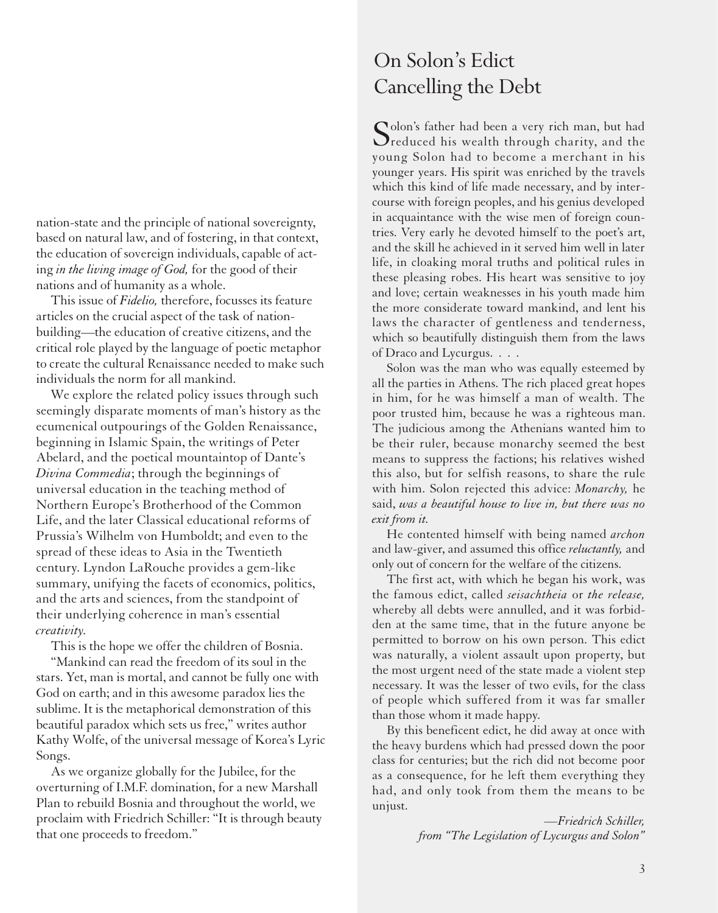nation-state and the principle of national sovereignty, based on natural law, and of fostering, in that context, the education of sovereign individuals, capable of acting *in the living image of God,* for the good of their nations and of humanity as a whole.

This issue of *Fidelio,* therefore, focusses its feature articles on the crucial aspect of the task of nation-building—the education of creative citizens, and the critical role played by the language of poetic metaphor to create the cultural Renaissance needed to make such individuals the norm for all mankind.

We explore the related policy issues through such seemingly disparate moments of man's history as the ecumenical outpourings of the Golden Renaissance, beginning in Islamic Spain, the writings of Peter Abelard, and the poetical mountaintop of Dante's *Divina Commedia*; through the beginnings of universal education in the teaching method of Northern Europe's Brotherhood of the Common Life, and the later Classical educational reforms of Prussia's Wilhelm von Humboldt; and even to the spread of these ideas to Asia in the Twentieth century. Lyndon LaRouche provides a gem-like summary, unifying the facets of economics, politics, and the arts and sciences, from the standpoint of their underlying coherence in man's essential *creativity.*

This is the hope we offer the children of Bosnia.

"Mankind can read the freedom of its soul in the stars. Yet, man is mortal, and cannot be fully one with God on earth; and in this awesome paradox lies the sublime. It is the metaphorical demonstration of this beautiful paradox which sets us free," writes author Kathy Wolfe, of the universal message of Korea's Lyric Songs.

As we organize globally for the Jubilee, for the overturning of I.M.F. domination, for a new Marshall Plan to rebuild Bosnia and throughout the world, we proclaim with Friedrich Schiller: "It is through beauty that one proceeds to freedom."

## On Solon's Edict Cancelling the Debt

Solon's father had been a very rich man, but had reduced his wealth through charity, and the young Solon had to become a merchant in his younger years. His spirit was enriched by the travels which this kind of life made necessary, and by intercourse with foreign peoples, and his genius developed in acquaintance with the wise men of foreign countries. Very early he devoted himself to the poet's art, and the skill he achieved in it served him well in later life, in cloaking moral truths and political rules in these pleasing robes. His heart was sensitive to joy and love; certain weaknesses in his youth made him the more considerate toward mankind, and lent his laws the character of gentleness and tenderness, which so beautifully distinguish them from the laws of Draco and Lycurgus. . . .

Solon was the man who was equally esteemed by all the parties in Athens. The rich placed great hopes in him, for he was himself a man of wealth. The poor trusted him, because he was a righteous man. The judicious among the Athenians wanted him to be their ruler, because monarchy seemed the best means to suppress the factions; his relatives wished this also, but for selfish reasons, to share the rule with him. Solon rejected this advice: *Monarchy,* he said, *was a beautiful house to live in, but there was no exit from it.*

He contented himself with being named *archon* and law-giver, and assumed this office *reluctantly,* and only out of concern for the welfare of the citizens.

The first act, with which he began his work, was the famous edict, called *seisachtheia* or *the release,* whereby all debts were annulled, and it was forbidden at the same time, that in the future anyone be permitted to borrow on his own person. This edict was naturally, a violent assault upon property, but the most urgent need of the state made a violent step necessary. It was the lesser of two evils, for the class of people which suffered from it was far smaller than those whom it made happy.

By this beneficent edict, he did away at once with the heavy burdens which had pressed down the poor class for centuries; but the rich did not become poor as a consequence, for he left them everything they had, and only took from them the means to be unjust.

—*Friedrich Schiller,*
*from "The Legislation of Lycurgus and Solon"*